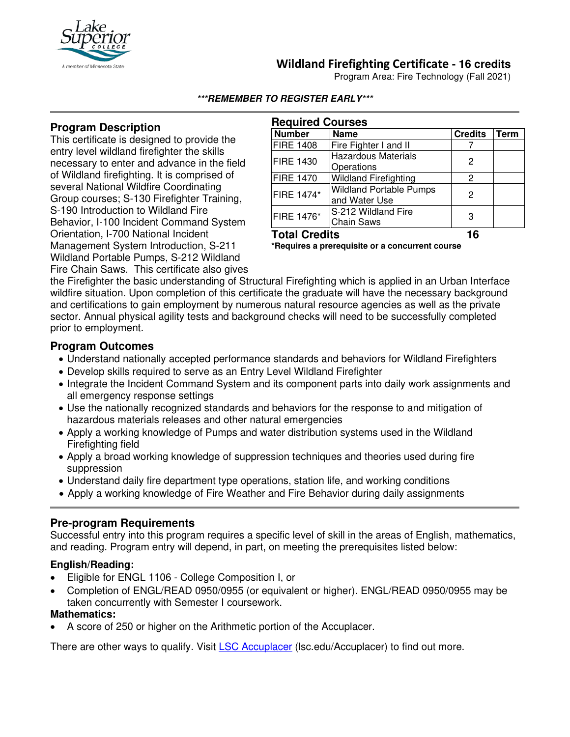# Wildland Firefighting Certificate - 16 credits

Program Area: Fire Technology (Fall 2021)

***REMEMBER TO REGISTER EARLY***

## Program Description

This certificate is designed to provide the entry level wildland firefighter the skills necessary to enter and advance in the field of Wildland firefighting. It is comprised of several National Wildfire Coordinating Group courses; S-130 Firefighter Training, S-190 Introduction to Wildland Fire Behavior, I-100 Incident Command System Orientation, I-700 National Incident Management System Introduction, S-211 Wildland Portable Pumps, S-212 Wildland Fire Chain Saws. This certificate also gives the Firefighter the basic understanding of Structural Firefighting which is applied in an Urban Interface wildfire situation. Upon completion of this certificate the graduate will have the necessary background and certifications to gain employment by numerous natural resource agencies as well as the private sector. Annual physical agility tests and background checks will need to be successfully completed prior to employment.

## Required Courses

| Number | Name | Credits | Term |
|---|---|---|---|
| FIRE 1408 | Fire Fighter I and II | 7 | |
| FIRE 1430 | Hazardous Materials Operations | 2 | |
| FIRE 1470 | Wildland Firefighting | 2 | |
| FIRE 1474* | Wildland Portable Pumps and Water Use | 2 | |
| FIRE 1476* | S-212 Wildland Fire Chain Saws | 3 | |
| **Total Credits** | | **16** | |

**\*Requires a prerequisite or a concurrent course**

## Program Outcomes

- Understand nationally accepted performance standards and behaviors for Wildland Firefighters
- Develop skills required to serve as an Entry Level Wildland Firefighter
- Integrate the Incident Command System and its component parts into daily work assignments and all emergency response settings
- Use the nationally recognized standards and behaviors for the response to and mitigation of hazardous materials releases and other natural emergencies
- Apply a working knowledge of Pumps and water distribution systems used in the Wildland Firefighting field
- Apply a broad working knowledge of suppression techniques and theories used during fire suppression
- Understand daily fire department type operations, station life, and working conditions
- Apply a working knowledge of Fire Weather and Fire Behavior during daily assignments

## Pre-program Requirements

Successful entry into this program requires a specific level of skill in the areas of English, mathematics, and reading. Program entry will depend, in part, on meeting the prerequisites listed below:

### English/Reading:

- Eligible for ENGL 1106 - College Composition I, or
- Completion of ENGL/READ 0950/0955 (or equivalent or higher). ENGL/READ 0950/0955 may be taken concurrently with Semester I coursework.

### Mathematics:

- A score of 250 or higher on the Arithmetic portion of the Accuplacer.

There are other ways to qualify. Visit LSC Accuplacer (lsc.edu/Accuplacer) to find out more.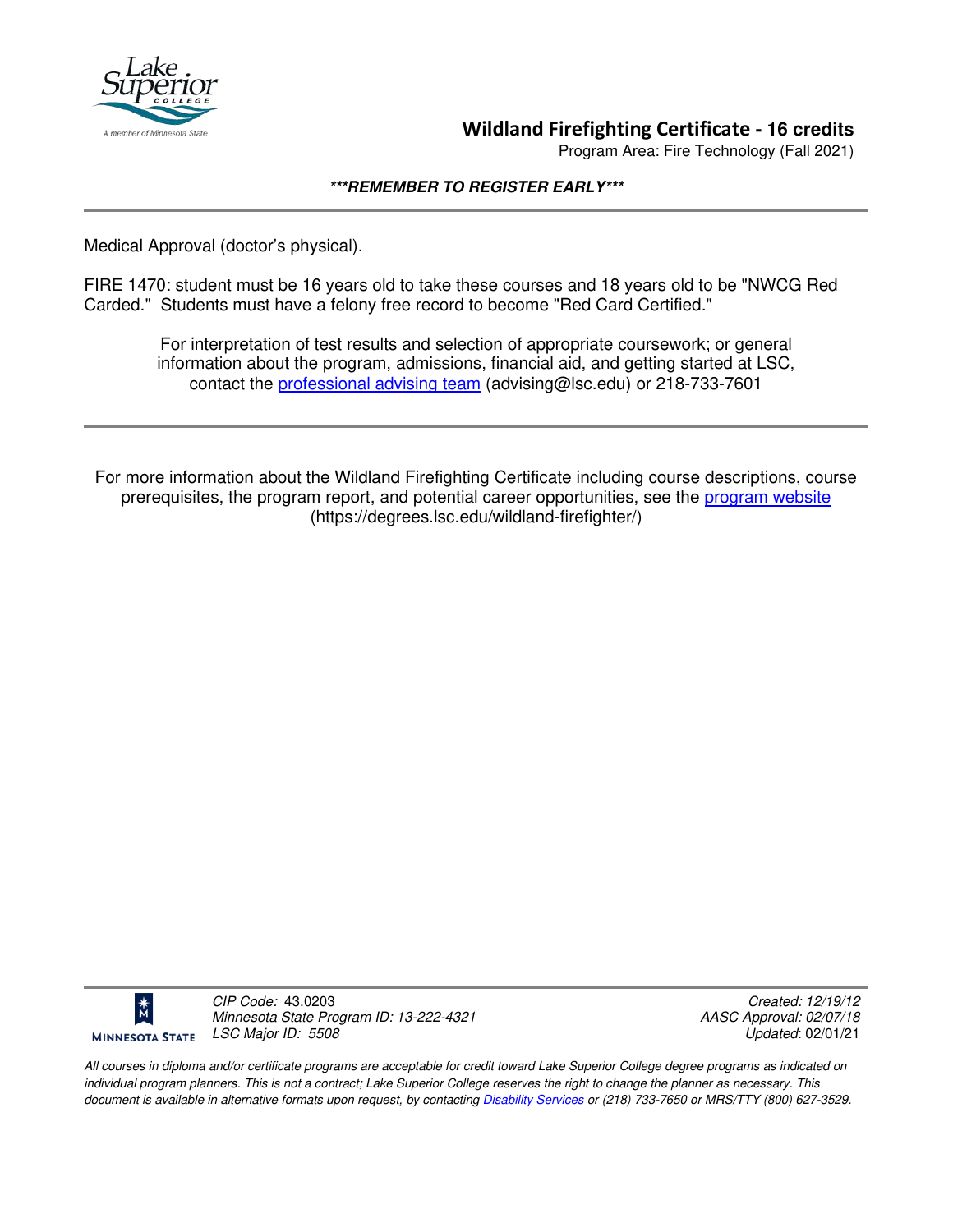## Wildland Firefighting Certificate - 16 credits

Program Area: Fire Technology (Fall 2021)

***REMEMBER TO REGISTER EARLY***

---

Medical Approval (doctor's physical).

FIRE 1470: student must be 16 years old to take these courses and 18 years old to be "NWCG Red Carded." Students must have a felony free record to become "Red Card Certified."

For interpretation of test results and selection of appropriate coursework; or general information about the program, admissions, financial aid, and getting started at LSC, contact the professional advising team (advising@lsc.edu) or 218-733-7601

---

For more information about the Wildland Firefighting Certificate including course descriptions, course prerequisites, the program report, and potential career opportunities, see the program website (https://degrees.lsc.edu/wildland-firefighter/)

---

*CIP Code:* 43.0203
*Minnesota State Program ID: 13-222-4321*
*LSC Major ID: 5508*

*Created: 12/19/12*
*AASC Approval: 02/07/18*
*Updated*: 02/01/21

*All courses in diploma and/or certificate programs are acceptable for credit toward Lake Superior College degree programs as indicated on individual program planners. This is not a contract; Lake Superior College reserves the right to change the planner as necessary. This document is available in alternative formats upon request, by contacting Disability Services or (218) 733-7650 or MRS/TTY (800) 627-3529.*